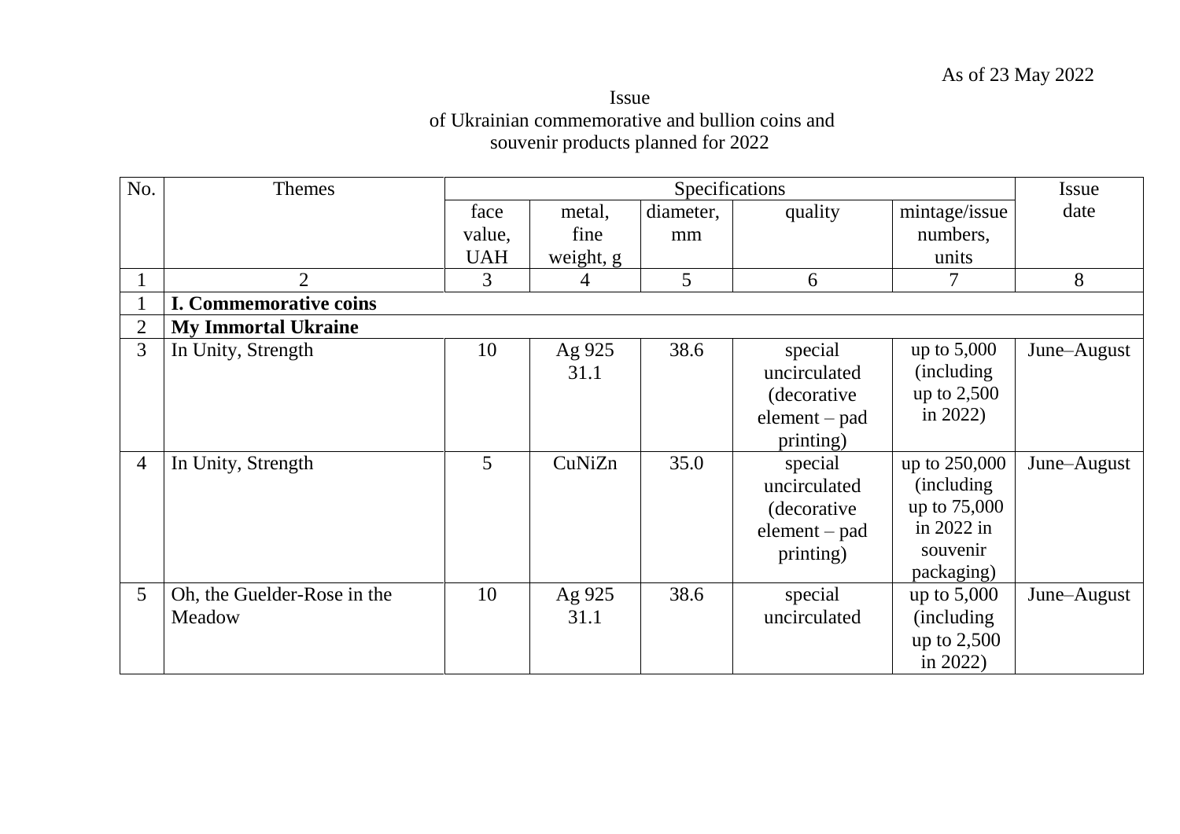As of 23 May 2022

# Issue
# of Ukrainian commemorative and bullion coins and souvenir products planned for 2022

| No. | Themes | Specifications | | | | | Issue date |
|---|---|---|---|---|---|---|---|
| | | face value, UAH | metal, fine weight, g | diameter, mm | quality | mintage/issue numbers, units | |
| 1 | 2 | 3 | 4 | 5 | 6 | 7 | 8 |
| 1 | **I. Commemorative coins** | | | | | | |
| 2 | **My Immortal Ukraine** | | | | | | |
| 3 | In Unity, Strength | 10 | Ag 925 31.1 | 38.6 | special uncirculated (decorative element – pad printing) | up to 5,000 (including up to 2,500 in 2022) | June–August |
| 4 | In Unity, Strength | 5 | CuNiZn | 35.0 | special uncirculated (decorative element – pad printing) | up to 250,000 (including up to 75,000 in 2022 in souvenir packaging) | June–August |
| 5 | Oh, the Guelder-Rose in the Meadow | 10 | Ag 925 31.1 | 38.6 | special uncirculated | up to 5,000 (including up to 2,500 in 2022) | June–August |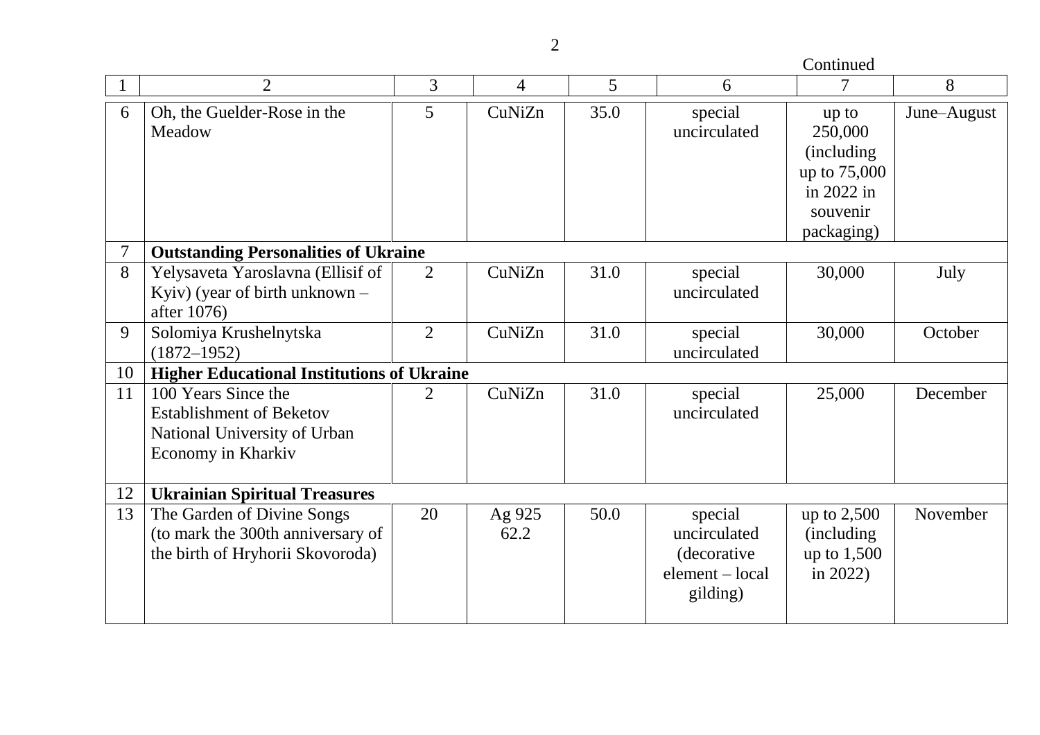Continued

| 1 | 2 | 3 | 4 | 5 | 6 | 7 | 8 |
|---|---|---|---|---|---|---|---|
| 6 | Oh, the Guelder-Rose in the Meadow | 5 | CuNiZn | 35.0 | special uncirculated | up to 250,000 (including up to 75,000 in 2022 in souvenir packaging) | June–August |
| 7 | **Outstanding Personalities of Ukraine** | | | | | | |
| 8 | Yelysaveta Yaroslavna (Ellisif of Kyiv) (year of birth unknown – after 1076) | 2 | CuNiZn | 31.0 | special uncirculated | 30,000 | July |
| 9 | Solomiya Krushelnytska (1872–1952) | 2 | CuNiZn | 31.0 | special uncirculated | 30,000 | October |
| 10 | **Higher Educational Institutions of Ukraine** | | | | | | |
| 11 | 100 Years Since the Establishment of Beketov National University of Urban Economy in Kharkiv | 2 | CuNiZn | 31.0 | special uncirculated | 25,000 | December |
| 12 | **Ukrainian Spiritual Treasures** | | | | | | |
| 13 | The Garden of Divine Songs (to mark the 300th anniversary of the birth of Hryhorii Skovoroda) | 20 | Ag 925 62.2 | 50.0 | special uncirculated (decorative element – local gilding) | up to 2,500 (including up to 1,500 in 2022) | November |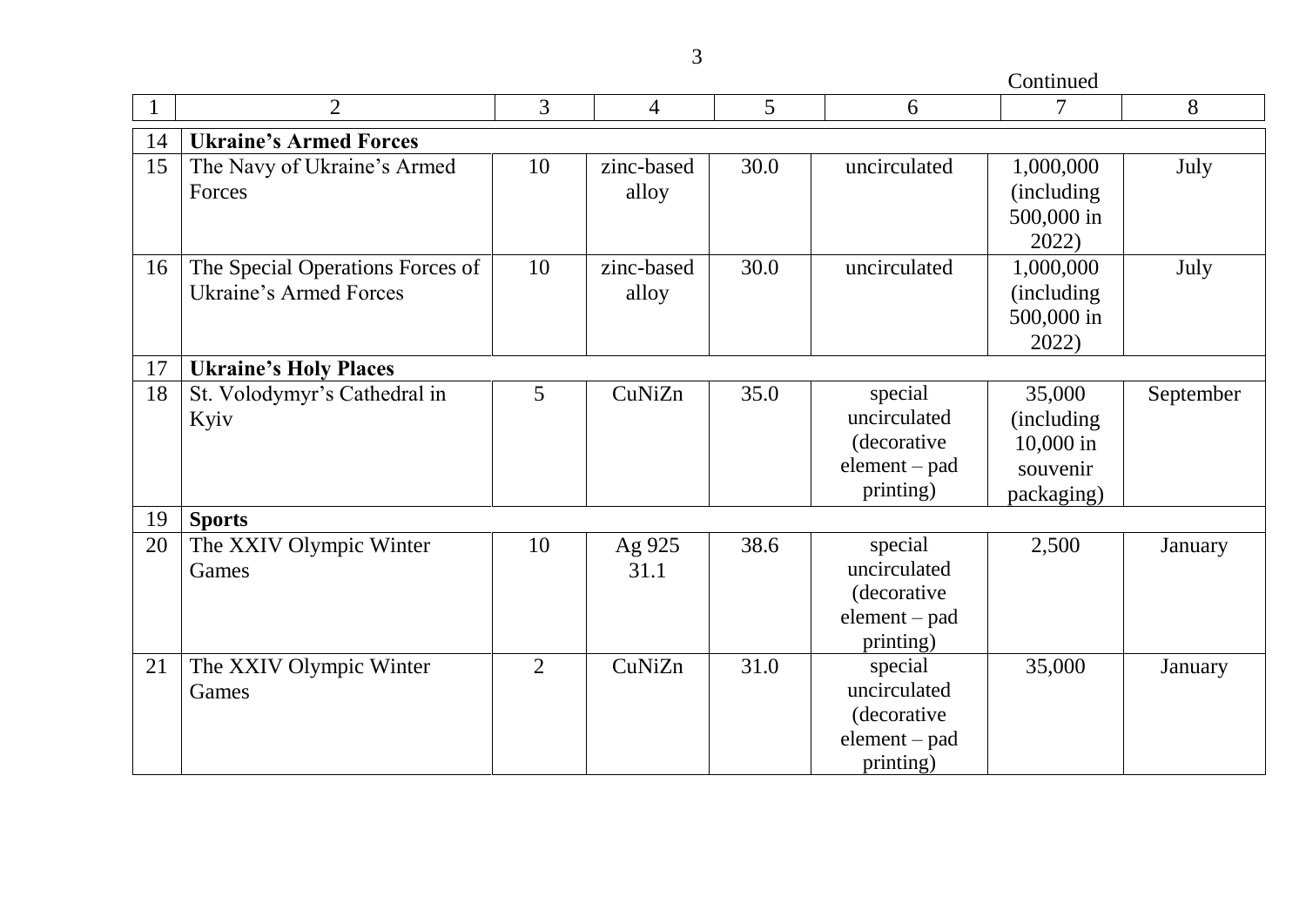Continued

| 1 | 2 | 3 | 4 | 5 | 6 | 7 | 8 |
|---|---|---|---|---|---|---|---|
| 14 | **Ukraine's Armed Forces** | | | | | | |
| 15 | The Navy of Ukraine's Armed Forces | 10 | zinc-based alloy | 30.0 | uncirculated | 1,000,000 (including 500,000 in 2022) | July |
| 16 | The Special Operations Forces of Ukraine's Armed Forces | 10 | zinc-based alloy | 30.0 | uncirculated | 1,000,000 (including 500,000 in 2022) | July |
| 17 | **Ukraine's Holy Places** | | | | | | |
| 18 | St. Volodymyr's Cathedral in Kyiv | 5 | CuNiZn | 35.0 | special uncirculated (decorative element – pad printing) | 35,000 (including 10,000 in souvenir packaging) | September |
| 19 | **Sports** | | | | | | |
| 20 | The XXIV Olympic Winter Games | 10 | Ag 925 31.1 | 38.6 | special uncirculated (decorative element – pad printing) | 2,500 | January |
| 21 | The XXIV Olympic Winter Games | 2 | CuNiZn | 31.0 | special uncirculated (decorative element – pad printing) | 35,000 | January |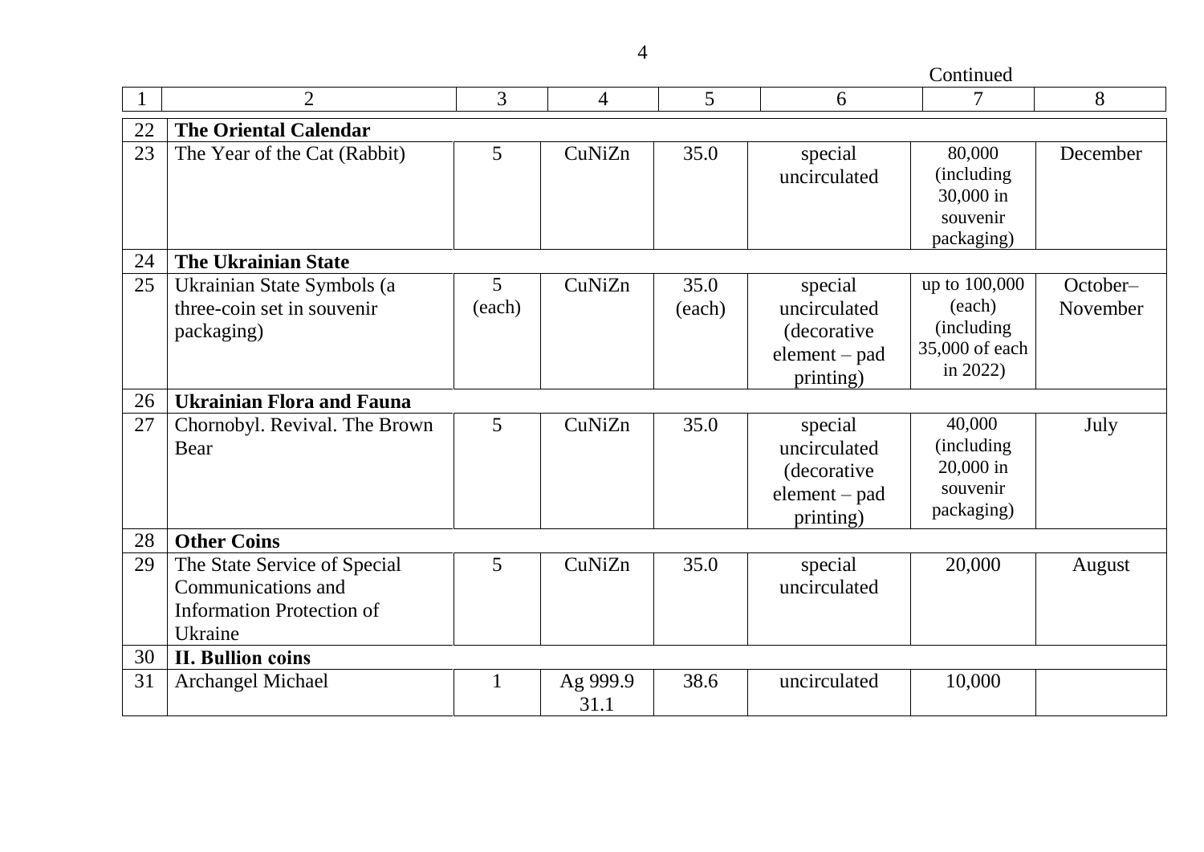Continued

| 1 | 2 | 3 | 4 | 5 | 6 | 7 | 8 |
|---|---|---|---|---|---|---|---|
| 22 | **The Oriental Calendar** | | | | | | |
| 23 | The Year of the Cat (Rabbit) | 5 | CuNiZn | 35.0 | special uncirculated | 80,000 (including 30,000 in souvenir packaging) | December |
| 24 | **The Ukrainian State** | | | | | | |
| 25 | Ukrainian State Symbols (a three-coin set in souvenir packaging) | 5 (each) | CuNiZn | 35.0 (each) | special uncirculated (decorative element – pad printing) | up to 100,000 (each) (including 35,000 of each in 2022) | October–November |
| 26 | **Ukrainian Flora and Fauna** | | | | | | |
| 27 | Chornobyl. Revival. The Brown Bear | 5 | CuNiZn | 35.0 | special uncirculated (decorative element – pad printing) | 40,000 (including 20,000 in souvenir packaging) | July |
| 28 | **Other Coins** | | | | | | |
| 29 | The State Service of Special Communications and Information Protection of Ukraine | 5 | CuNiZn | 35.0 | special uncirculated | 20,000 | August |
| 30 | **II. Bullion coins** | | | | | | |
| 31 | Archangel Michael | 1 | Ag 999.9 31.1 | 38.6 | uncirculated | 10,000 | |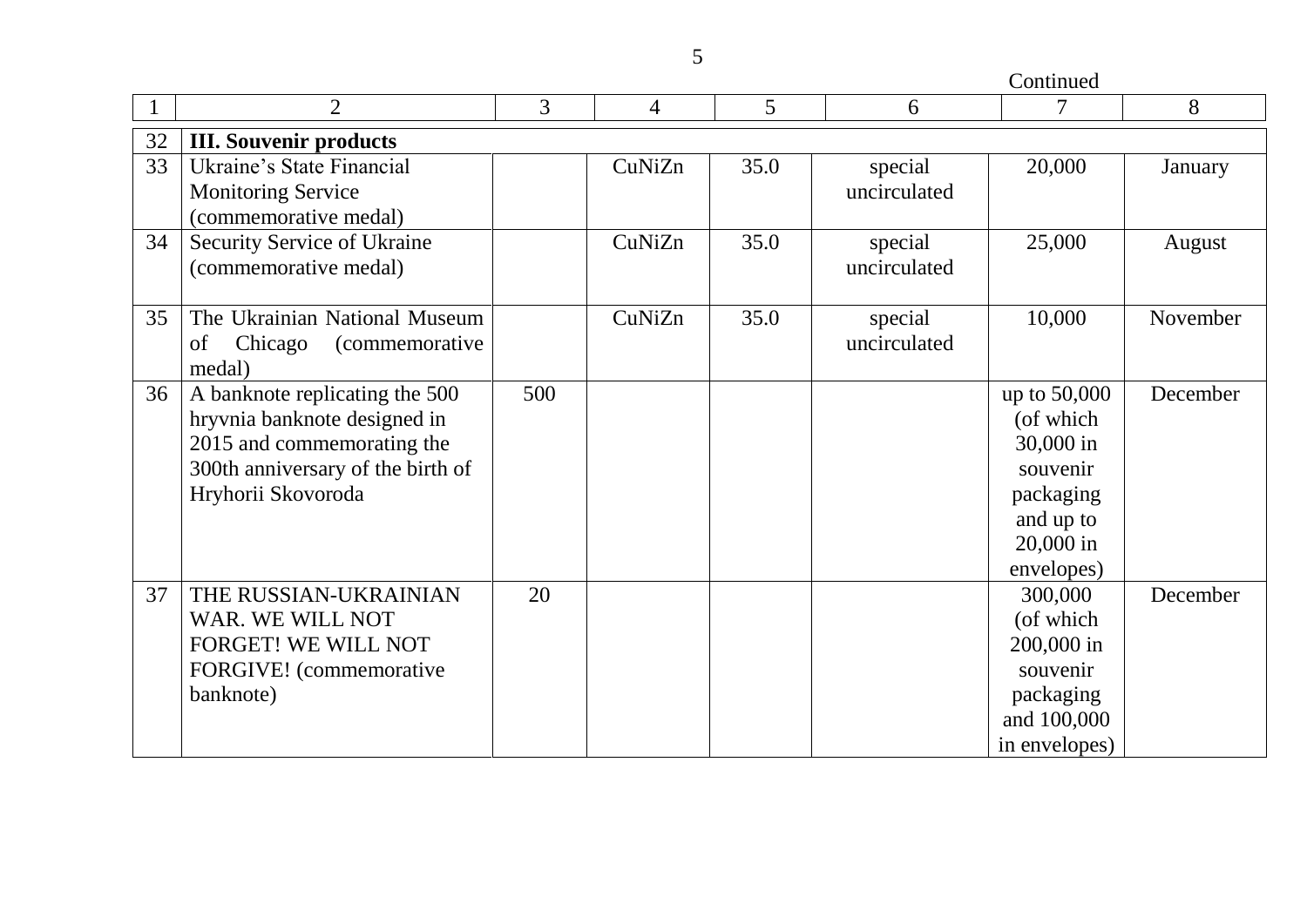Continued

| 1 | 2 | 3 | 4 | 5 | 6 | 7 | 8 |
|---|---|---|---|---|---|---|---|
| 32 | **III. Souvenir products** | | | | | | |
| 33 | Ukraine’s State Financial Monitoring Service (commemorative medal) | | CuNiZn | 35.0 | special uncirculated | 20,000 | January |
| 34 | Security Service of Ukraine (commemorative medal) | | CuNiZn | 35.0 | special uncirculated | 25,000 | August |
| 35 | The Ukrainian National Museum of Chicago (commemorative medal) | | CuNiZn | 35.0 | special uncirculated | 10,000 | November |
| 36 | A banknote replicating the 500 hryvnia banknote designed in 2015 and commemorating the 300th anniversary of the birth of Hryhorii Skovoroda | 500 | | | | up to 50,000 (of which 30,000 in souvenir packaging and up to 20,000 in envelopes) | December |
| 37 | THE RUSSIAN-UKRAINIAN WAR. WE WILL NOT FORGET! WE WILL NOT FORGIVE! (commemorative banknote) | 20 | | | | 300,000 (of which 200,000 in souvenir packaging and 100,000 in envelopes) | December |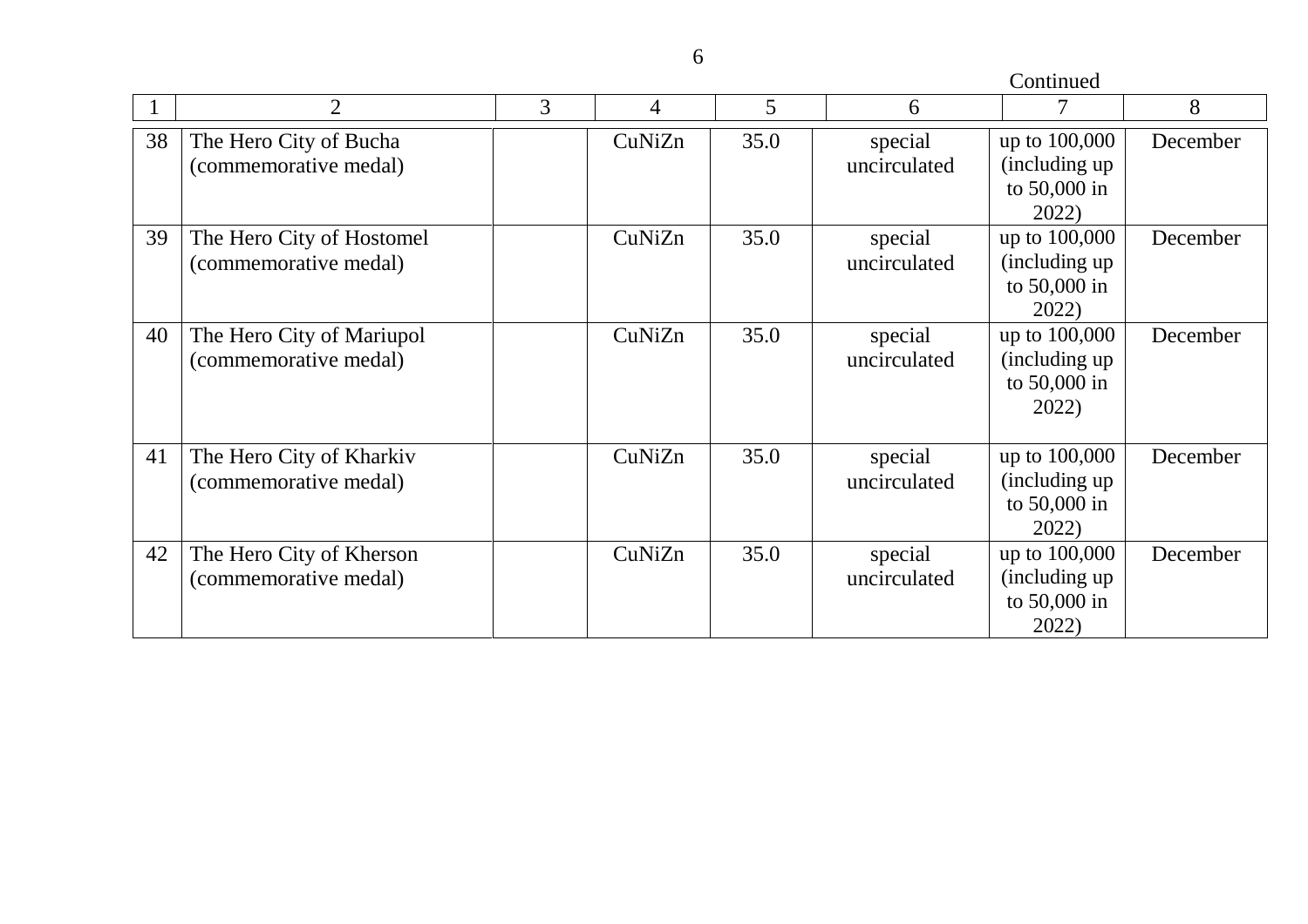Continued

| 1 | 2 | 3 | 4 | 5 | 6 | 7 | 8 |
|---|---|---|---|---|---|---|---|
| 38 | The Hero City of Bucha (commemorative medal) | | CuNiZn | 35.0 | special uncirculated | up to 100,000 (including up to 50,000 in 2022) | December |
| 39 | The Hero City of Hostomel (commemorative medal) | | CuNiZn | 35.0 | special uncirculated | up to 100,000 (including up to 50,000 in 2022) | December |
| 40 | The Hero City of Mariupol (commemorative medal) | | CuNiZn | 35.0 | special uncirculated | up to 100,000 (including up to 50,000 in 2022) | December |
| 41 | The Hero City of Kharkiv (commemorative medal) | | CuNiZn | 35.0 | special uncirculated | up to 100,000 (including up to 50,000 in 2022) | December |
| 42 | The Hero City of Kherson (commemorative medal) | | CuNiZn | 35.0 | special uncirculated | up to 100,000 (including up to 50,000 in 2022) | December |